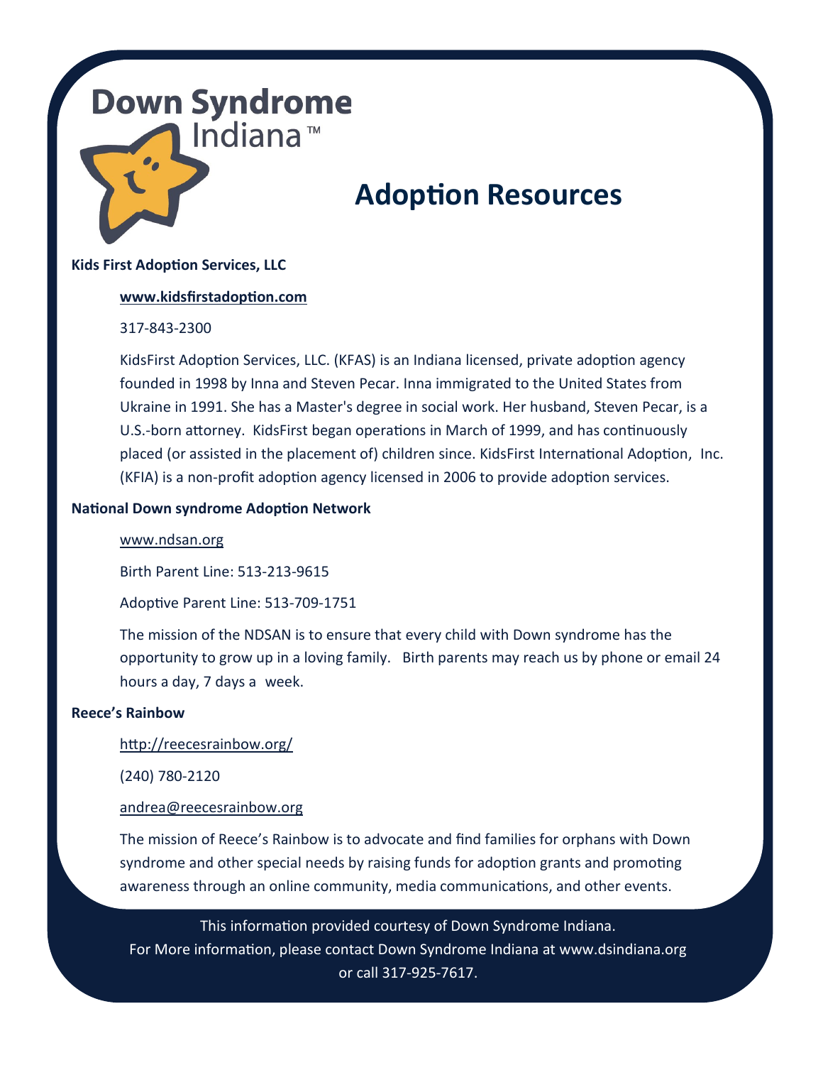**Down Syndrome**
Indiana™

# Adoption Resources

**Kids First Adoption Services, LLC**

**www.kidsfirstadoption.com**

317-843-2300

KidsFirst Adoption Services, LLC. (KFAS) is an Indiana licensed, private adoption agency founded in 1998 by Inna and Steven Pecar. Inna immigrated to the United States from Ukraine in 1991. She has a Master's degree in social work. Her husband, Steven Pecar, is a U.S.-born attorney. KidsFirst began operations in March of 1999, and has continuously placed (or assisted in the placement of) children since. KidsFirst International Adoption, Inc. (KFIA) is a non-profit adoption agency licensed in 2006 to provide adoption services.

**National Down syndrome Adoption Network**

www.ndsan.org

Birth Parent Line: 513-213-9615

Adoptive Parent Line: 513-709-1751

The mission of the NDSAN is to ensure that every child with Down syndrome has the opportunity to grow up in a loving family. Birth parents may reach us by phone or email 24 hours a day, 7 days a week.

**Reece's Rainbow**

http://reecesrainbow.org/

(240) 780-2120

andrea@reecesrainbow.org

The mission of Reece's Rainbow is to advocate and find families for orphans with Down syndrome and other special needs by raising funds for adoption grants and promoting awareness through an online community, media communications, and other events.

This information provided courtesy of Down Syndrome Indiana.
For More information, please contact Down Syndrome Indiana at www.dsindiana.org or call 317-925-7617.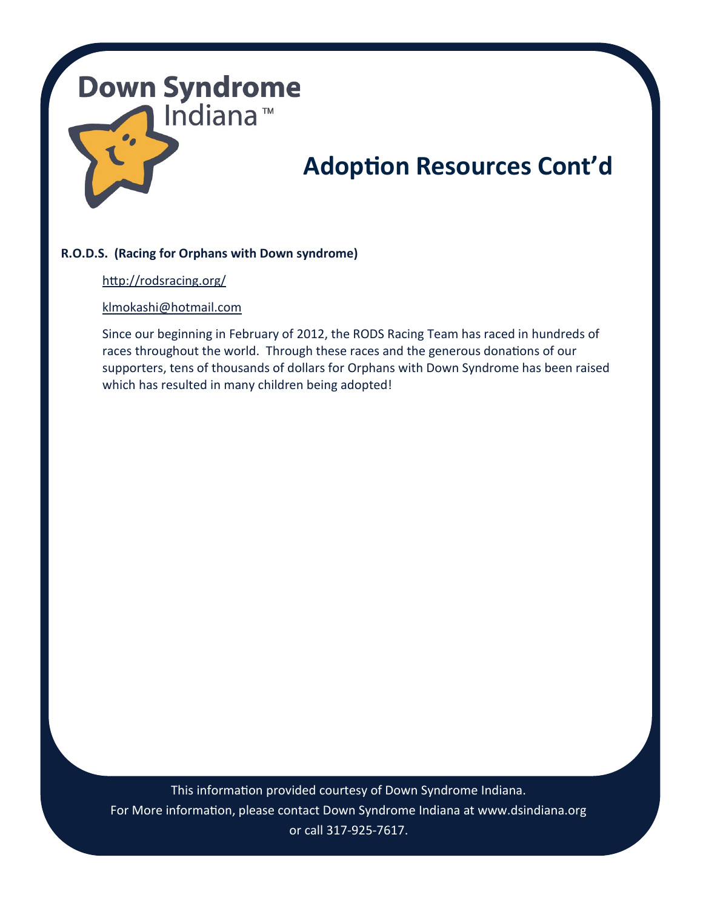**Down Syndrome Indiana™**

# Adoption Resources Cont'd

**R.O.D.S. (Racing for Orphans with Down syndrome)**

http://rodsracing.org/

klmokashi@hotmail.com

Since our beginning in February of 2012, the RODS Racing Team has raced in hundreds of races throughout the world. Through these races and the generous donations of our supporters, tens of thousands of dollars for Orphans with Down Syndrome has been raised which has resulted in many children being adopted!

This information provided courtesy of Down Syndrome Indiana.
For More information, please contact Down Syndrome Indiana at www.dsindiana.org or call 317-925-7617.